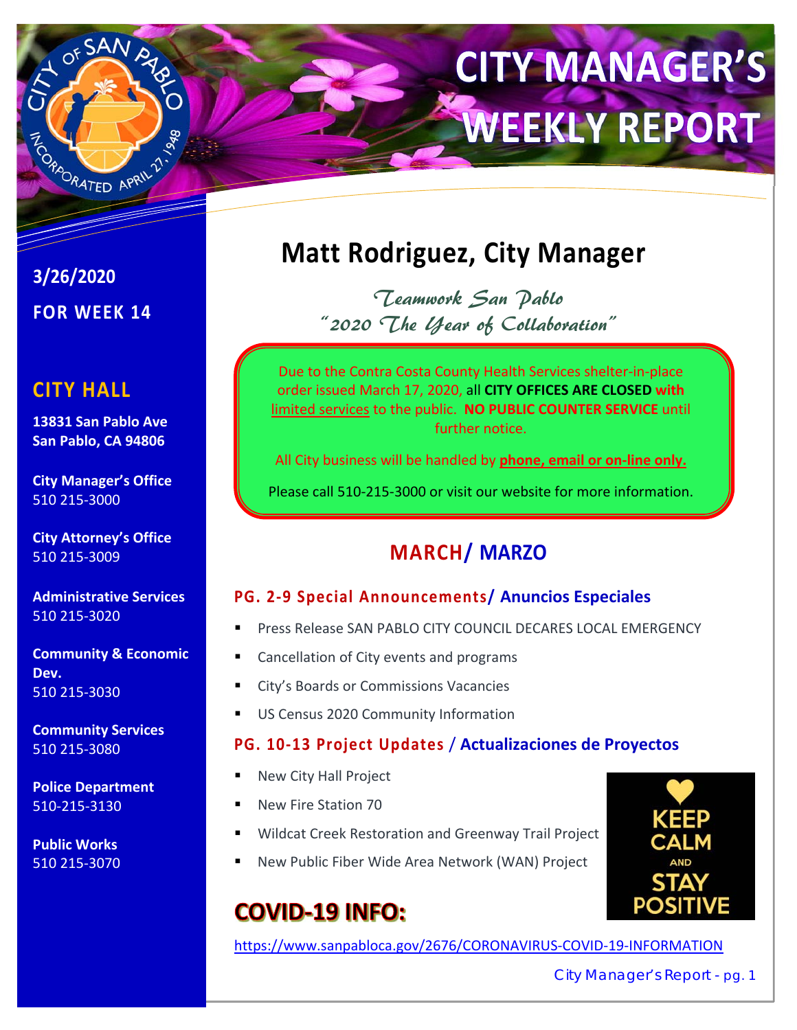# CITY MANAGER'S WEEKLY REPORT

**3/26/2020**

**FOR WEEK 14**

## CITY HALL

**13831 San Pablo Ave**
**San Pablo, CA 94806**

**City Manager's Office**
510 215-3000

**City Attorney's Office**
510 215-3009

**Administrative Services**
510 215-3020

**Community & Economic Dev.**
510 215-3030

**Community Services**
510 215-3080

**Police Department**
510-215-3130

**Public Works**
510 215-3070

## Matt Rodriguez, City Manager

*Teamwork San Pablo*
*"2020 The Year of Collaboration"*

Due to the Contra Costa County Health Services shelter-in-place order issued March 17, 2020, all **CITY OFFICES ARE CLOSED with** limited services to the public. **NO PUBLIC COUNTER SERVICE** until further notice.

All City business will be handled by **phone, email or on-line only.**

Please call 510-215-3000 or visit our website for more information.

## MARCH/ MARZO

### PG. 2-9 Special Announcements/ Anuncios Especiales

- Press Release SAN PABLO CITY COUNCIL DECARES LOCAL EMERGENCY
- Cancellation of City events and programs
- City's Boards or Commissions Vacancies
- US Census 2020 Community Information

### PG. 10-13 Project Updates / Actualizaciones de Proyectos

- New City Hall Project
- New Fire Station 70
- Wildcat Creek Restoration and Greenway Trail Project
- New Public Fiber Wide Area Network (WAN) Project

KEEP CALM AND STAY POSITIVE

## COVID-19 INFO:

https://www.sanpabloca.gov/2676/CORONAVIRUS-COVID-19-INFORMATION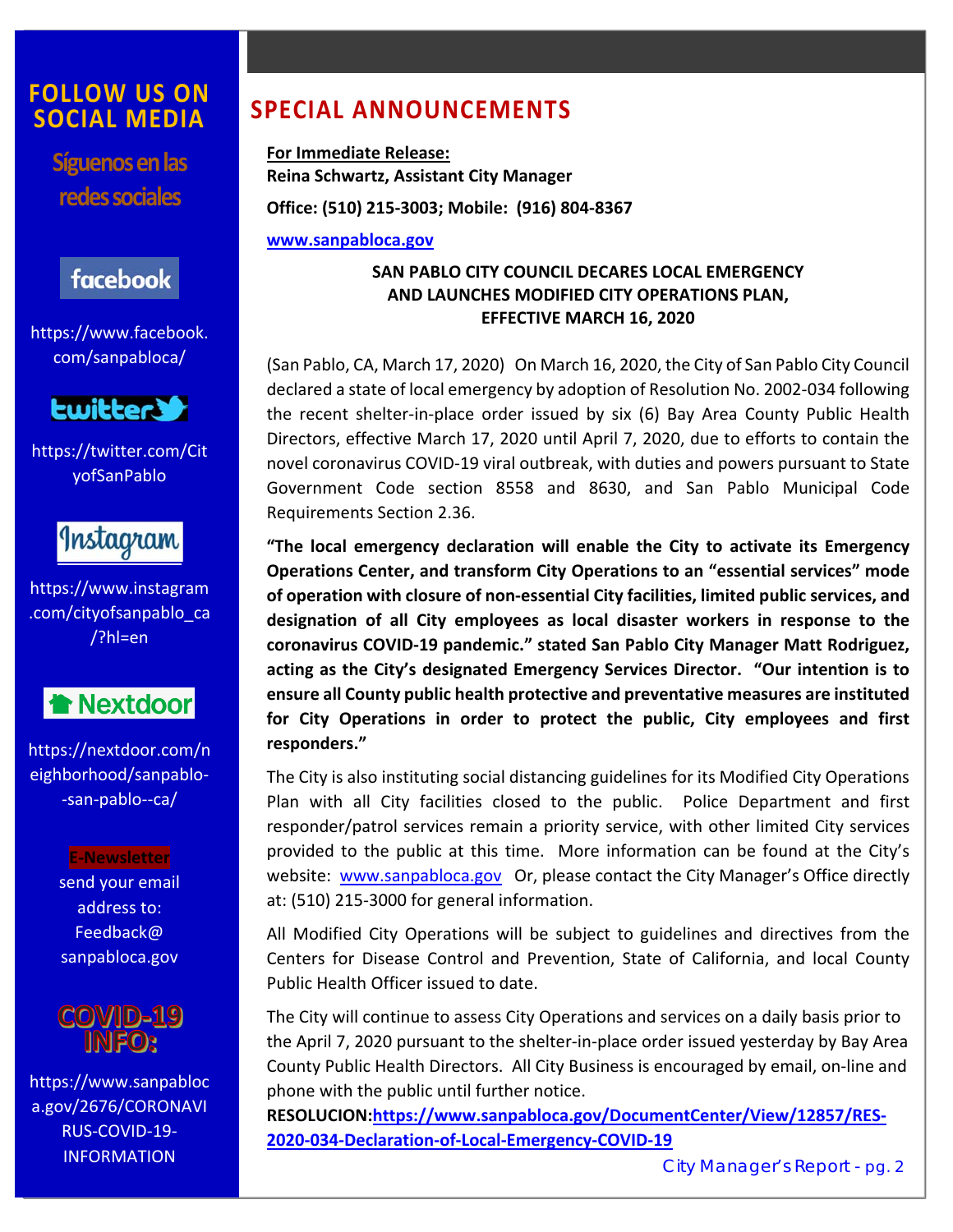# FOLLOW US ON SOCIAL MEDIA

**Síguenos en las redes sociales**

**facebook**

https://www.facebook.com/sanpabloca/

**twitter**

https://twitter.com/CityofSanPablo

**Instagram**

https://www.instagram.com/cityofsanpablo_ca/?hl=en

**Nextdoor**

https://nextdoor.com/neighborhood/sanpablo--san-pablo--ca/

**E-Newsletter**

send your email address to: Feedback@sanpabloca.gov

**COVID-19 INFO:**

https://www.sanpabloca.gov/2676/CORONAVIRUS-COVID-19-INFORMATION

## SPECIAL ANNOUNCEMENTS

**For Immediate Release:**
**Reina Schwartz, Assistant City Manager**
**Office: (510) 215-3003; Mobile: (916) 804-8367**
**www.sanpabloca.gov**

**SAN PABLO CITY COUNCIL DECARES LOCAL EMERGENCY AND LAUNCHES MODIFIED CITY OPERATIONS PLAN, EFFECTIVE MARCH 16, 2020**

(San Pablo, CA, March 17, 2020) On March 16, 2020, the City of San Pablo City Council declared a state of local emergency by adoption of Resolution No. 2002-034 following the recent shelter-in-place order issued by six (6) Bay Area County Public Health Directors, effective March 17, 2020 until April 7, 2020, due to efforts to contain the novel coronavirus COVID-19 viral outbreak, with duties and powers pursuant to State Government Code section 8558 and 8630, and San Pablo Municipal Code Requirements Section 2.36.

**"The local emergency declaration will enable the City to activate its Emergency Operations Center, and transform City Operations to an "essential services" mode of operation with closure of non-essential City facilities, limited public services, and designation of all City employees as local disaster workers in response to the coronavirus COVID-19 pandemic." stated San Pablo City Manager Matt Rodriguez, acting as the City's designated Emergency Services Director. "Our intention is to ensure all County public health protective and preventative measures are instituted for City Operations in order to protect the public, City employees and first responders."**

The City is also instituting social distancing guidelines for its Modified City Operations Plan with all City facilities closed to the public. Police Department and first responder/patrol services remain a priority service, with other limited City services provided to the public at this time. More information can be found at the City's website: www.sanpabloca.gov Or, please contact the City Manager's Office directly at: (510) 215-3000 for general information.

All Modified City Operations will be subject to guidelines and directives from the Centers for Disease Control and Prevention, State of California, and local County Public Health Officer issued to date.

The City will continue to assess City Operations and services on a daily basis prior to the April 7, 2020 pursuant to the shelter-in-place order issued yesterday by Bay Area County Public Health Directors. All City Business is encouraged by email, on-line and phone with the public until further notice.

**RESOLUCION:https://www.sanpabloca.gov/DocumentCenter/View/12857/RES-2020-034-Declaration-of-Local-Emergency-COVID-19**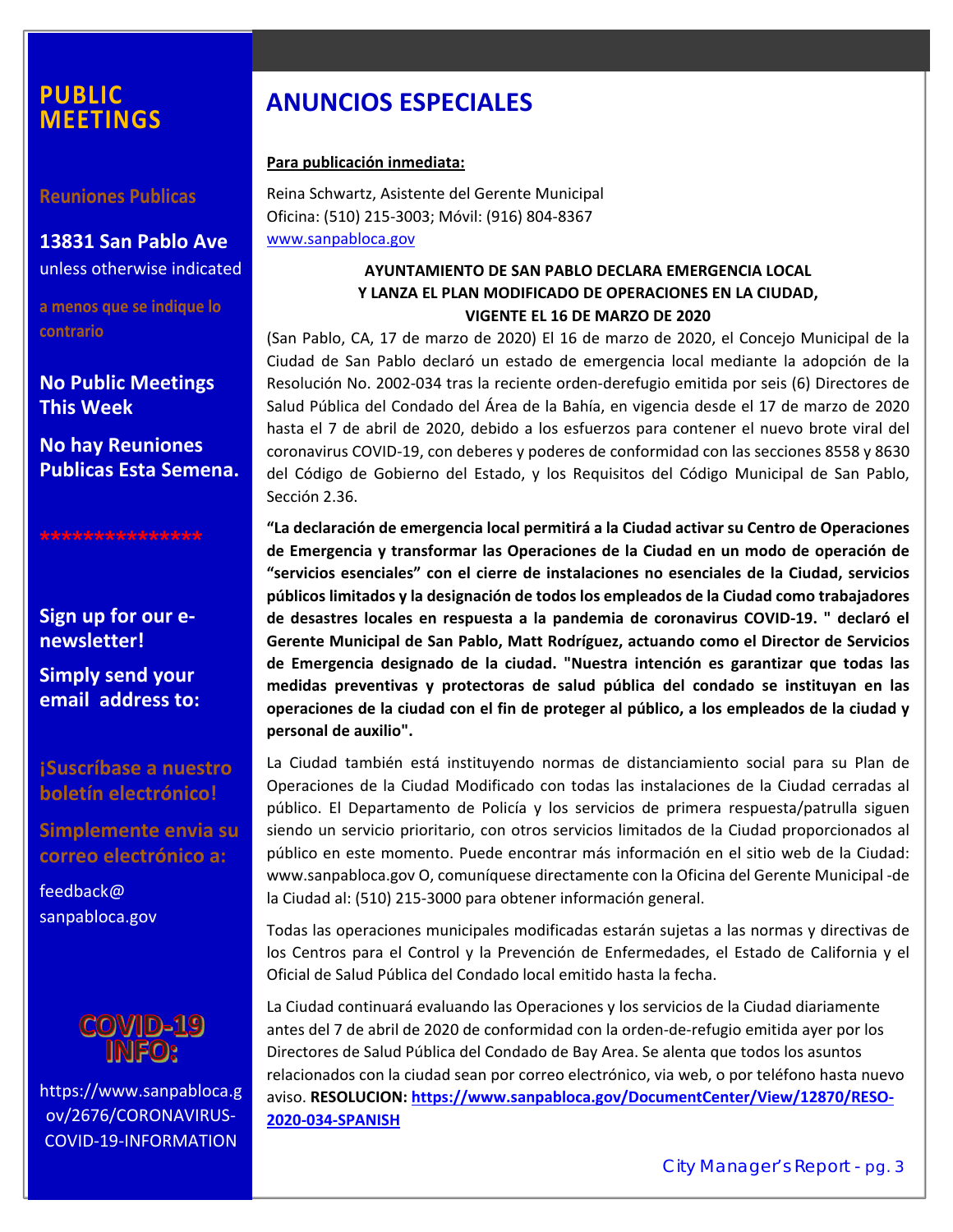## PUBLIC MEETINGS

**Reuniones Publicas**

**13831 San Pablo Ave**
unless otherwise indicated

**a menos que se indique lo contrario**

**No Public Meetings This Week**

**No hay Reuniones Publicas Esta Semena.**

***************

**Sign up for our e-newsletter!**

**Simply send your email address to:**

**¡Suscríbase a nuestro boletín electrónico!**

**Simplemente envia su correo electrónico a:**

feedback@
sanpabloca.gov

**COVID-19 INFO:**

https://www.sanpabloca.gov/2676/CORONAVIRUS-COVID-19-INFORMATION

# ANUNCIOS ESPECIALES

**Para publicación inmediata:**

Reina Schwartz, Asistente del Gerente Municipal
Oficina: (510) 215-3003; Móvil: (916) 804-8367
www.sanpabloca.gov

**AYUNTAMIENTO DE SAN PABLO DECLARA EMERGENCIA LOCAL Y LANZA EL PLAN MODIFICADO DE OPERACIONES EN LA CIUDAD, VIGENTE EL 16 DE MARZO DE 2020**

(San Pablo, CA, 17 de marzo de 2020) El 16 de marzo de 2020, el Concejo Municipal de la Ciudad de San Pablo declaró un estado de emergencia local mediante la adopción de la Resolución No. 2002-034 tras la reciente orden-derefugio emitida por seis (6) Directores de Salud Pública del Condado del Área de la Bahía, en vigencia desde el 17 de marzo de 2020 hasta el 7 de abril de 2020, debido a los esfuerzos para contener el nuevo brote viral del coronavirus COVID-19, con deberes y poderes de conformidad con las secciones 8558 y 8630 del Código de Gobierno del Estado, y los Requisitos del Código Municipal de San Pablo, Sección 2.36.

**"La declaración de emergencia local permitirá a la Ciudad activar su Centro de Operaciones de Emergencia y transformar las Operaciones de la Ciudad en un modo de operación de "servicios esenciales" con el cierre de instalaciones no esenciales de la Ciudad, servicios públicos limitados y la designación de todos los empleados de la Ciudad como trabajadores de desastres locales en respuesta a la pandemia de coronavirus COVID-19. " declaró el Gerente Municipal de San Pablo, Matt Rodríguez, actuando como el Director de Servicios de Emergencia designado de la ciudad. "Nuestra intención es garantizar que todas las medidas preventivas y protectoras de salud pública del condado se instituyan en las operaciones de la ciudad con el fin de proteger al público, a los empleados de la ciudad y personal de auxilio".**

La Ciudad también está instituyendo normas de distanciamiento social para su Plan de Operaciones de la Ciudad Modificado con todas las instalaciones de la Ciudad cerradas al público. El Departamento de Policía y los servicios de primera respuesta/patrulla siguen siendo un servicio prioritario, con otros servicios limitados de la Ciudad proporcionados al público en este momento. Puede encontrar más información en el sitio web de la Ciudad: www.sanpabloca.gov O, comuníquese directamente con la Oficina del Gerente Municipal -de la Ciudad al: (510) 215-3000 para obtener información general.

Todas las operaciones municipales modificadas estarán sujetas a las normas y directivas de los Centros para el Control y la Prevención de Enfermedades, el Estado de California y el Oficial de Salud Pública del Condado local emitido hasta la fecha.

La Ciudad continuará evaluando las Operaciones y los servicios de la Ciudad diariamente antes del 7 de abril de 2020 de conformidad con la orden-de-refugio emitida ayer por los Directores de Salud Pública del Condado de Bay Area. Se alenta que todos los asuntos relacionados con la ciudad sean por correo electrónico, via web, o por teléfono hasta nuevo aviso. **RESOLUCION: https://www.sanpabloca.gov/DocumentCenter/View/12870/RESO-2020-034-SPANISH**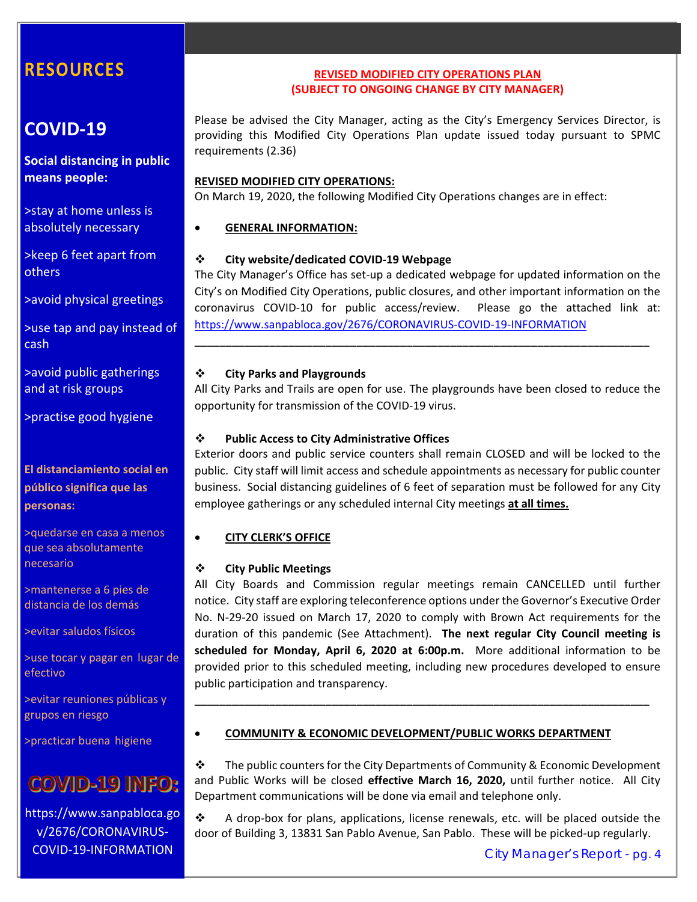## RESOURCES

## COVID-19

**Social distancing in public means people:**

>stay at home unless is absolutely necessary

>keep 6 feet apart from others

>avoid physical greetings

>use tap and pay instead of cash

>avoid public gatherings and at risk groups

>practise good hygiene

**El distanciamiento social en público significa que las personas:**

>quedarse en casa a menos que sea absolutamente necesario

>mantenerse a 6 pies de distancia de los demás

>evitar saludos físicos

>use tocar y pagar en lugar de efectivo

>evitar reuniones públicas y grupos en riesgo

>practicar buena higiene

**COVID-19 INFO:**

https://www.sanpabloca.gov/2676/CORONAVIRUS-COVID-19-INFORMATION

---

**REVISED MODIFIED CITY OPERATIONS PLAN**
**(SUBJECT TO ONGOING CHANGE BY CITY MANAGER)**

Please be advised the City Manager, acting as the City's Emergency Services Director, is providing this Modified City Operations Plan update issued today pursuant to SPMC requirements (2.36)

**REVISED MODIFIED CITY OPERATIONS:**
On March 19, 2020, the following Modified City Operations changes are in effect:

- **GENERAL INFORMATION:**

❖ **City website/dedicated COVID-19 Webpage**
The City Manager's Office has set-up a dedicated webpage for updated information on the City's on Modified City Operations, public closures, and other important information on the coronavirus COVID-10 for public access/review. Please go the attached link at: https://www.sanpabloca.gov/2676/CORONAVIRUS-COVID-19-INFORMATION

---

❖ **City Parks and Playgrounds**
All City Parks and Trails are open for use. The playgrounds have been closed to reduce the opportunity for transmission of the COVID-19 virus.

❖ **Public Access to City Administrative Offices**
Exterior doors and public service counters shall remain CLOSED and will be locked to the public. City staff will limit access and schedule appointments as necessary for public counter business. Social distancing guidelines of 6 feet of separation must be followed for any City employee gatherings or any scheduled internal City meetings **at all times.**

- **CITY CLERK'S OFFICE**

❖ **City Public Meetings**
All City Boards and Commission regular meetings remain CANCELLED until further notice. City staff are exploring teleconference options under the Governor's Executive Order No. N-29-20 issued on March 17, 2020 to comply with Brown Act requirements for the duration of this pandemic (See Attachment). **The next regular City Council meeting is scheduled for Monday, April 6, 2020 at 6:00p.m.** More additional information to be provided prior to this scheduled meeting, including new procedures developed to ensure public participation and transparency.

---

- **COMMUNITY & ECONOMIC DEVELOPMENT/PUBLIC WORKS DEPARTMENT**

❖ The public counters for the City Departments of Community & Economic Development and Public Works will be closed **effective March 16, 2020,** until further notice. All City Department communications will be done via email and telephone only.

❖ A drop-box for plans, applications, license renewals, etc. will be placed outside the door of Building 3, 13831 San Pablo Avenue, San Pablo. These will be picked-up regularly.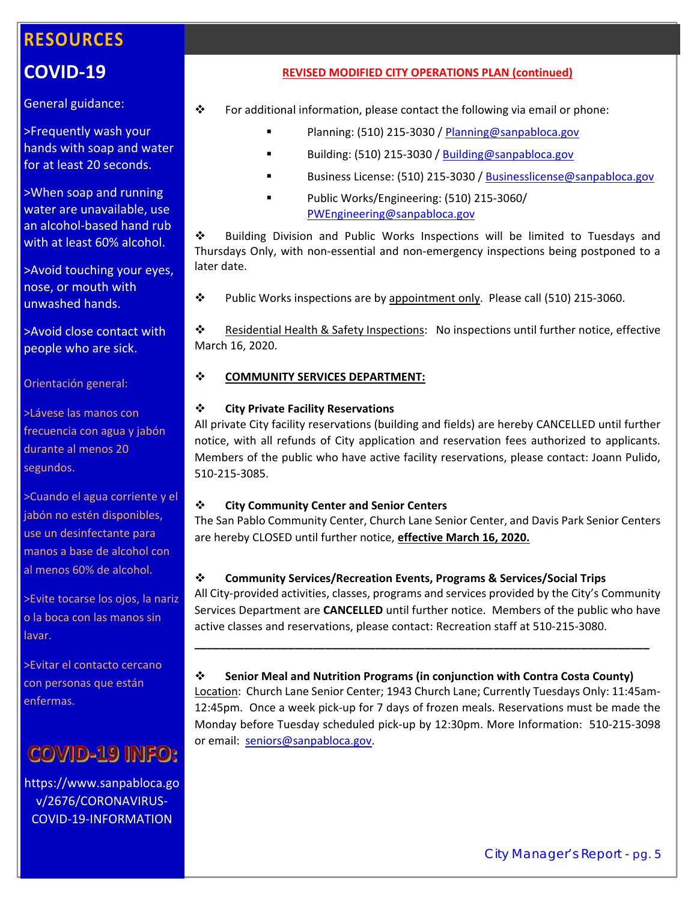## RESOURCES

## COVID-19

General guidance:

>Frequently wash your hands with soap and water for at least 20 seconds.

>When soap and running water are unavailable, use an alcohol-based hand rub with at least 60% alcohol.

>Avoid touching your eyes, nose, or mouth with unwashed hands.

>Avoid close contact with people who are sick.

Orientación general:

>Lávese las manos con frecuencia con agua y jabón durante al menos 20 segundos.

>Cuando el agua corriente y el jabón no estén disponibles, use un desinfectante para manos a base de alcohol con al menos 60% de alcohol.

>Evite tocarse los ojos, la nariz o la boca con las manos sin lavar.

>Evitar el contacto cercano con personas que están enfermas.

**COVID-19 INFO:**

https://www.sanpabloca.gov/2676/CORONAVIRUS-COVID-19-INFORMATION

## REVISED MODIFIED CITY OPERATIONS PLAN (continued)

❖ For additional information, please contact the following via email or phone:

- Planning: (510) 215-3030 / Planning@sanpabloca.gov
- Building: (510) 215-3030 / Building@sanpabloca.gov
- Business License: (510) 215-3030 / Businesslicense@sanpabloca.gov
- Public Works/Engineering: (510) 215-3060/ PWEngineering@sanpabloca.gov

❖ Building Division and Public Works Inspections will be limited to Tuesdays and Thursdays Only, with non-essential and non-emergency inspections being postponed to a later date.

❖ Public Works inspections are by appointment only. Please call (510) 215-3060.

❖ Residential Health & Safety Inspections: No inspections until further notice, effective March 16, 2020.

❖ **COMMUNITY SERVICES DEPARTMENT:**

❖ **City Private Facility Reservations**
All private City facility reservations (building and fields) are hereby CANCELLED until further notice, with all refunds of City application and reservation fees authorized to applicants. Members of the public who have active facility reservations, please contact: Joann Pulido, 510-215-3085.

❖ **City Community Center and Senior Centers**
The San Pablo Community Center, Church Lane Senior Center, and Davis Park Senior Centers are hereby CLOSED until further notice, **effective March 16, 2020.**

❖ **Community Services/Recreation Events, Programs & Services/Social Trips**
All City-provided activities, classes, programs and services provided by the City's Community Services Department are **CANCELLED** until further notice. Members of the public who have active classes and reservations, please contact: Recreation staff at 510-215-3080.

---

❖ **Senior Meal and Nutrition Programs (in conjunction with Contra Costa County)**
Location: Church Lane Senior Center; 1943 Church Lane; Currently Tuesdays Only: 11:45am-12:45pm. Once a week pick-up for 7 days of frozen meals. Reservations must be made the Monday before Tuesday scheduled pick-up by 12:30pm. More Information: 510-215-3098 or email: seniors@sanpabloca.gov.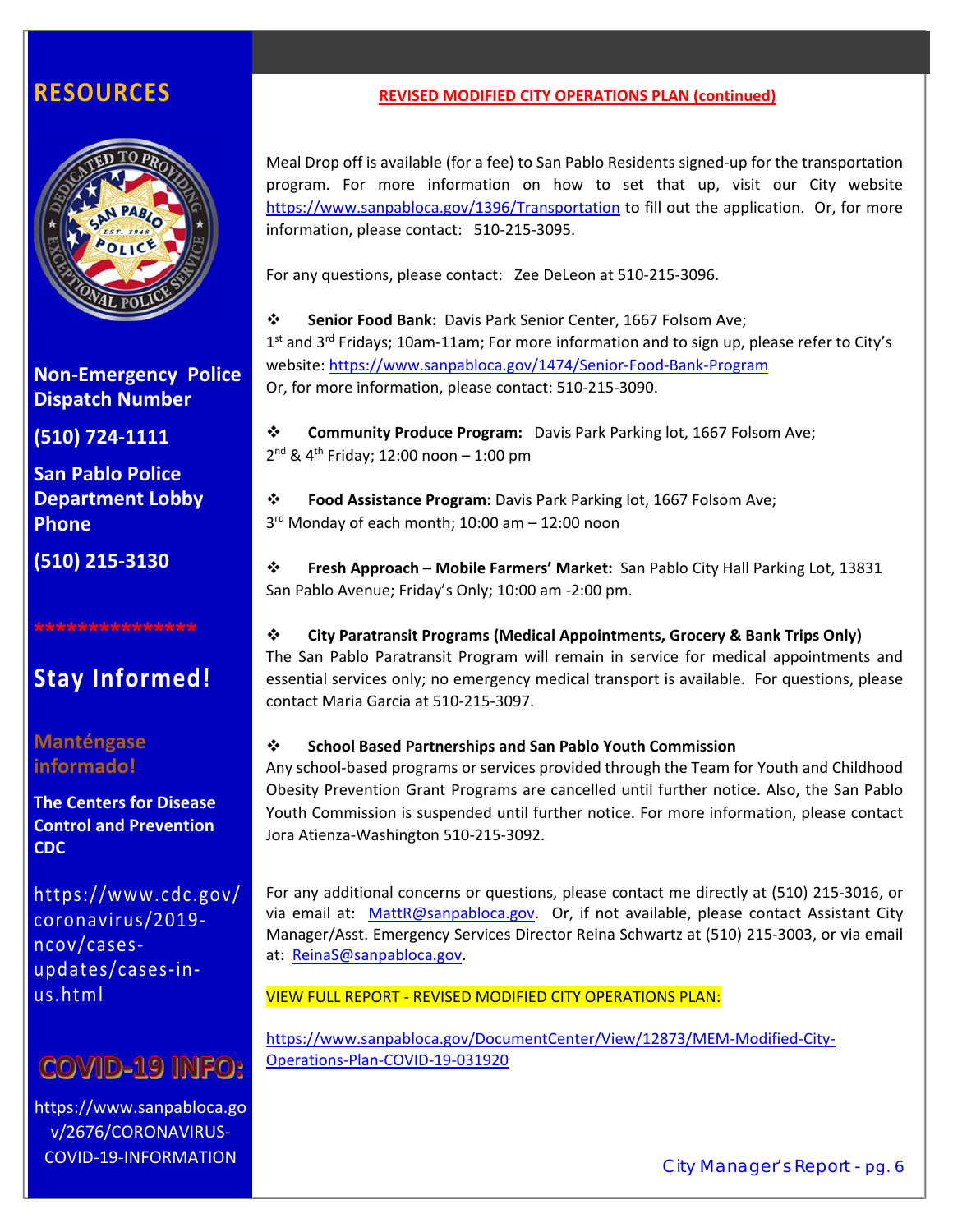## RESOURCES

**Non-Emergency Police Dispatch Number**

**(510) 724-1111**

**San Pablo Police Department Lobby Phone**

**(510) 215-3130**

****************

## Stay Informed!

**Manténgase informado!**

**The Centers for Disease Control and Prevention CDC**

https://www.cdc.gov/coronavirus/2019-ncov/cases-updates/cases-in-us.html

**COVID-19 INFO:**

https://www.sanpabloca.gov/2676/CORONAVIRUS-COVID-19-INFORMATION

---

### REVISED MODIFIED CITY OPERATIONS PLAN (continued)

Meal Drop off is available (for a fee) to San Pablo Residents signed-up for the transportation program. For more information on how to set that up, visit our City website https://www.sanpabloca.gov/1396/Transportation to fill out the application. Or, for more information, please contact: 510-215-3095.

For any questions, please contact: Zee DeLeon at 510-215-3096.

- **Senior Food Bank:** Davis Park Senior Center, 1667 Folsom Ave; 1st and 3rd Fridays; 10am-11am; For more information and to sign up, please refer to City's website: https://www.sanpabloca.gov/1474/Senior-Food-Bank-Program Or, for more information, please contact: 510-215-3090.

- **Community Produce Program:** Davis Park Parking lot, 1667 Folsom Ave; 2nd & 4th Friday; 12:00 noon – 1:00 pm

- **Food Assistance Program:** Davis Park Parking lot, 1667 Folsom Ave; 3rd Monday of each month; 10:00 am – 12:00 noon

- **Fresh Approach – Mobile Farmers' Market:** San Pablo City Hall Parking Lot, 13831 San Pablo Avenue; Friday's Only; 10:00 am -2:00 pm.

- **City Paratransit Programs (Medical Appointments, Grocery & Bank Trips Only)**
The San Pablo Paratransit Program will remain in service for medical appointments and essential services only; no emergency medical transport is available. For questions, please contact Maria Garcia at 510-215-3097.

- **School Based Partnerships and San Pablo Youth Commission**
Any school-based programs or services provided through the Team for Youth and Childhood Obesity Prevention Grant Programs are cancelled until further notice. Also, the San Pablo Youth Commission is suspended until further notice. For more information, please contact Jora Atienza-Washington 510-215-3092.

For any additional concerns or questions, please contact me directly at (510) 215-3016, or via email at: MattR@sanpabloca.gov. Or, if not available, please contact Assistant City Manager/Asst. Emergency Services Director Reina Schwartz at (510) 215-3003, or via email at: ReinaS@sanpabloca.gov.

VIEW FULL REPORT - REVISED MODIFIED CITY OPERATIONS PLAN:

https://www.sanpabloca.gov/DocumentCenter/View/12873/MEM-Modified-City-Operations-Plan-COVID-19-031920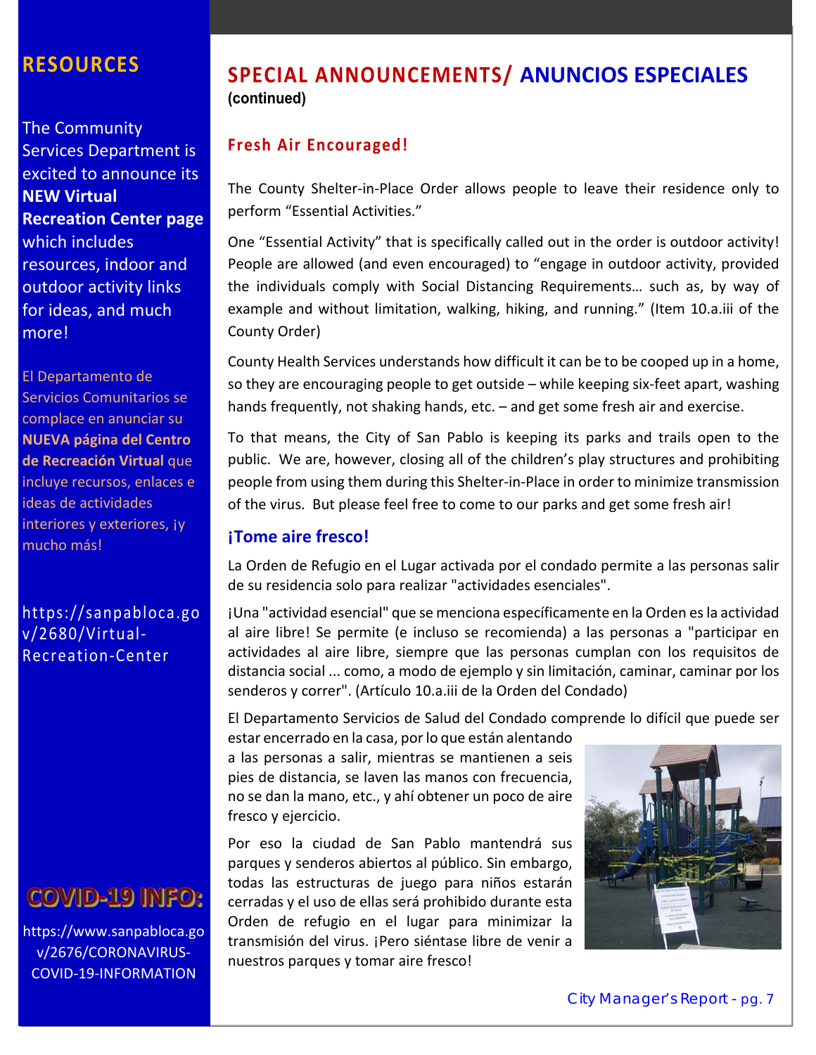## RESOURCES

The Community Services Department is excited to announce its **NEW Virtual Recreation Center page** which includes resources, indoor and outdoor activity links for ideas, and much more!

El Departamento de Servicios Comunitarios se complace en anunciar su **NUEVA página del Centro de Recreación Virtual** que incluye recursos, enlaces e ideas de actividades interiores y exteriores, ¡y mucho más!

https://sanpabloca.gov/2680/Virtual-Recreation-Center

## COVID-19 INFO:

https://www.sanpabloca.gov/2676/CORONAVIRUS-COVID-19-INFORMATION

# SPECIAL ANNOUNCEMENTS/ ANUNCIOS ESPECIALES

**(continued)**

### Fresh Air Encouraged!

The County Shelter-in-Place Order allows people to leave their residence only to perform "Essential Activities."

One "Essential Activity" that is specifically called out in the order is outdoor activity! People are allowed (and even encouraged) to "engage in outdoor activity, provided the individuals comply with Social Distancing Requirements… such as, by way of example and without limitation, walking, hiking, and running." (Item 10.a.iii of the County Order)

County Health Services understands how difficult it can be to be cooped up in a home, so they are encouraging people to get outside – while keeping six-feet apart, washing hands frequently, not shaking hands, etc. – and get some fresh air and exercise.

To that means, the City of San Pablo is keeping its parks and trails open to the public. We are, however, closing all of the children's play structures and prohibiting people from using them during this Shelter-in-Place in order to minimize transmission of the virus. But please feel free to come to our parks and get some fresh air!

### ¡Tome aire fresco!

La Orden de Refugio en el Lugar activada por el condado permite a las personas salir de su residencia solo para realizar "actividades esenciales".

¡Una "actividad esencial" que se menciona específicamente en la Orden es la actividad al aire libre! Se permite (e incluso se recomienda) a las personas a "participar en actividades al aire libre, siempre que las personas cumplan con los requisitos de distancia social ... como, a modo de ejemplo y sin limitación, caminar, caminar por los senderos y correr". (Artículo 10.a.iii de la Orden del Condado)

El Departamento Servicios de Salud del Condado comprende lo difícil que puede ser estar encerrado en la casa, por lo que están alentando a las personas a salir, mientras se mantienen a seis pies de distancia, se laven las manos con frecuencia, no se dan la mano, etc., y ahí obtener un poco de aire fresco y ejercicio.

Por eso la ciudad de San Pablo mantendrá sus parques y senderos abiertos al público. Sin embargo, todas las estructuras de juego para niños estarán cerradas y el uso de ellas será prohibido durante esta Orden de refugio en el lugar para minimizar la transmisión del virus. ¡Pero siéntase libre de venir a nuestros parques y tomar aire fresco!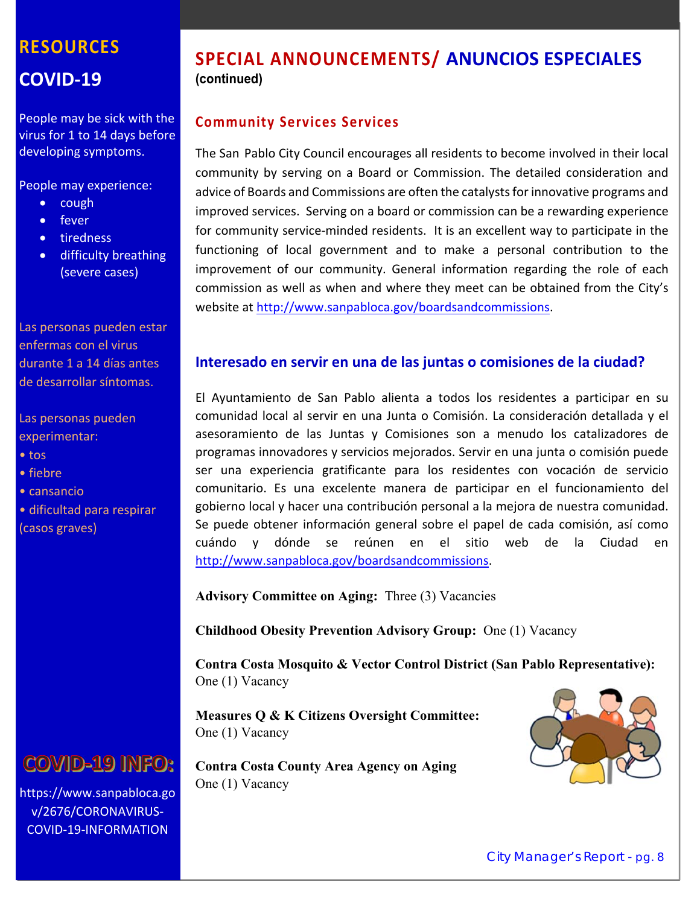# SPECIAL ANNOUNCEMENTS/ ANUNCIOS ESPECIALES

**(continued)**

## Community Services Services

The San Pablo City Council encourages all residents to become involved in their local community by serving on a Board or Commission. The detailed consideration and advice of Boards and Commissions are often the catalysts for innovative programs and improved services. Serving on a board or commission can be a rewarding experience for community service-minded residents. It is an excellent way to participate in the functioning of local government and to make a personal contribution to the improvement of our community. General information regarding the role of each commission as well as when and where they meet can be obtained from the City's website at http://www.sanpabloca.gov/boardsandcommissions.

## Interesado en servir en una de las juntas o comisiones de la ciudad?

El Ayuntamiento de San Pablo alienta a todos los residentes a participar en su comunidad local al servir en una Junta o Comisión. La consideración detallada y el asesoramiento de las Juntas y Comisiones son a menudo los catalizadores de programas innovadores y servicios mejorados. Servir en una junta o comisión puede ser una experiencia gratificante para los residentes con vocación de servicio comunitario. Es una excelente manera de participar en el funcionamiento del gobierno local y hacer una contribución personal a la mejora de nuestra comunidad. Se puede obtener información general sobre el papel de cada comisión, así como cuándo y dónde se reúnen en el sitio web de la Ciudad en http://www.sanpabloca.gov/boardsandcommissions.

**Advisory Committee on Aging:** Three (3) Vacancies

**Childhood Obesity Prevention Advisory Group:** One (1) Vacancy

**Contra Costa Mosquito & Vector Control District (San Pablo Representative):** One (1) Vacancy

**Measures Q & K Citizens Oversight Committee:** One (1) Vacancy

**Contra Costa County Area Agency on Aging** One (1) Vacancy

## RESOURCES

## COVID-19

People may be sick with the virus for 1 to 14 days before developing symptoms.

People may experience:

- cough
- fever
- tiredness
- difficulty breathing (severe cases)

Las personas pueden estar enfermas con el virus durante 1 a 14 días antes de desarrollar síntomas.

Las personas pueden experimentar:

- tos
- fiebre
- cansancio
- dificultad para respirar (casos graves)

**COVID-19 INFO:**

https://www.sanpabloca.gov/2676/CORONAVIRUS-COVID-19-INFORMATION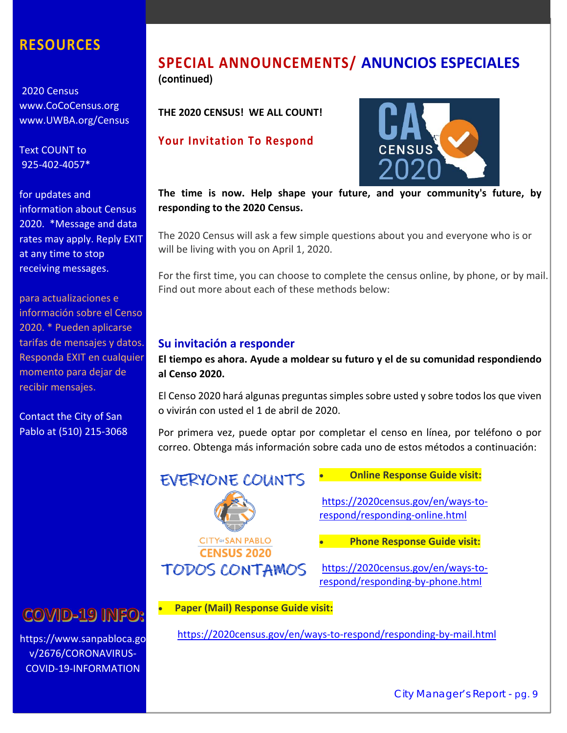## RESOURCES

2020 Census
www.CoCoCensus.org
www.UWBA.org/Census

Text COUNT to 925-402-4057*

for updates and information about Census 2020. *Message and data rates may apply. Reply EXIT at any time to stop receiving messages.

para actualizaciones e información sobre el Censo 2020. * Pueden aplicarse tarifas de mensajes y datos. Responda EXIT en cualquier momento para dejar de recibir mensajes.

Contact the City of San Pablo at (510) 215-3068

## COVID-19 INFO:

https://www.sanpabloca.gov/2676/CORONAVIRUS-COVID-19-INFORMATION

# SPECIAL ANNOUNCEMENTS/ ANUNCIOS ESPECIALES

**(continued)**

**THE 2020 CENSUS! WE ALL COUNT!**

### Your Invitation To Respond

CA CENSUS 2020

**The time is now. Help shape your future, and your community's future, by responding to the 2020 Census.**

The 2020 Census will ask a few simple questions about you and everyone who is or will be living with you on April 1, 2020.

For the first time, you can choose to complete the census online, by phone, or by mail. Find out more about each of these methods below:

### Su invitación a responder

**El tiempo es ahora. Ayude a moldear su futuro y el de su comunidad respondiendo al Censo 2020.**

El Censo 2020 hará algunas preguntas simples sobre usted y sobre todos los que viven o vivirán con usted el 1 de abril de 2020.

Por primera vez, puede optar por completar el censo en línea, por teléfono o por correo. Obtenga más información sobre cada uno de estos métodos a continuación:

EVERYONE COUNTS

CITY of SAN PABLO
CENSUS 2020

TODOS CONTAMOS

- **Online Response Guide visit:**

  https://2020census.gov/en/ways-to-respond/responding-online.html

- **Phone Response Guide visit:**

  https://2020census.gov/en/ways-to-respond/responding-by-phone.html

- **Paper (Mail) Response Guide visit:**

  https://2020census.gov/en/ways-to-respond/responding-by-mail.html

City Manager's Report - pg. 9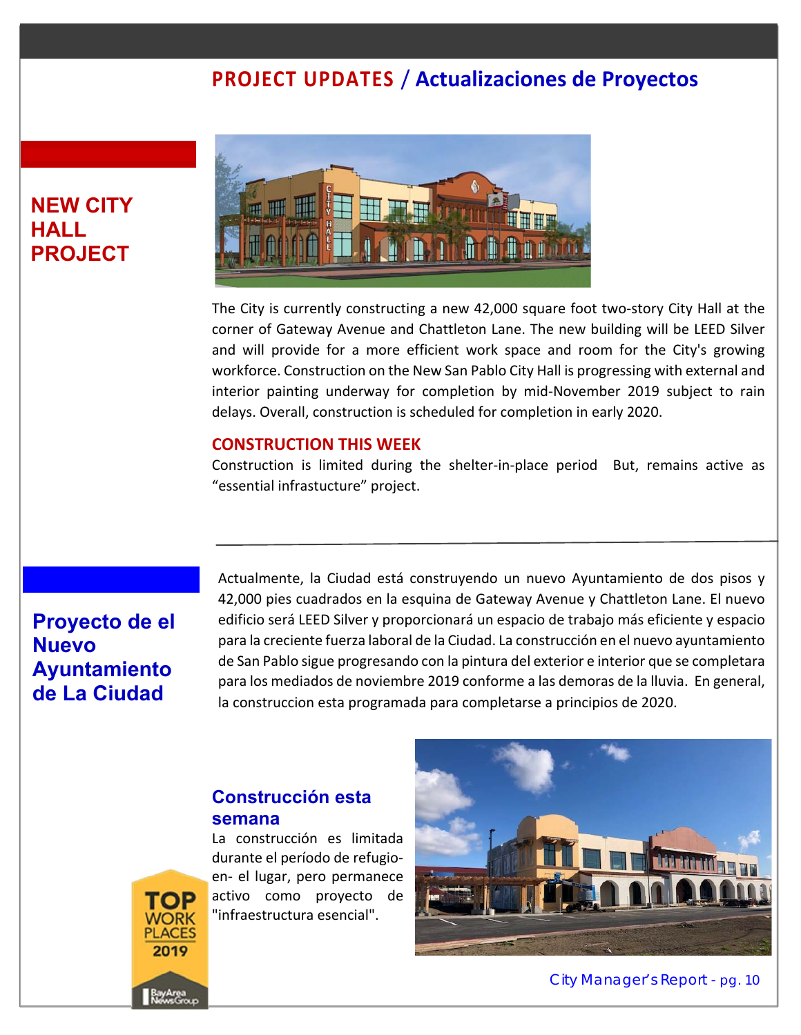# PROJECT UPDATES / Actualizaciones de Proyectos

## NEW CITY HALL PROJECT

The City is currently constructing a new 42,000 square foot two-story City Hall at the corner of Gateway Avenue and Chattleton Lane. The new building will be LEED Silver and will provide for a more efficient work space and room for the City's growing workforce. Construction on the New San Pablo City Hall is progressing with external and interior painting underway for completion by mid-November 2019 subject to rain delays. Overall, construction is scheduled for completion in early 2020.

### CONSTRUCTION THIS WEEK

Construction is limited during the shelter-in-place period But, remains active as “essential infrastucture” project.

---

## Proyecto de el Nuevo Ayuntamiento de La Ciudad

Actualmente, la Ciudad está construyendo un nuevo Ayuntamiento de dos pisos y 42,000 pies cuadrados en la esquina de Gateway Avenue y Chattleton Lane. El nuevo edificio será LEED Silver y proporcionará un espacio de trabajo más eficiente y espacio para la creciente fuerza laboral de la Ciudad. La construcción en el nuevo ayuntamiento de San Pablo sigue progresando con la pintura del exterior e interior que se completara para los mediados de noviembre 2019 conforme a las demoras de la lluvia. En general, la construccion esta programada para completarse a principios de 2020.

### Construcción esta semana

La construcción es limitada durante el período de refugio-en- el lugar, pero permanece activo como proyecto de "infraestructura esencial".

TOP WORK PLACES 2019 — BayArea NewsGroup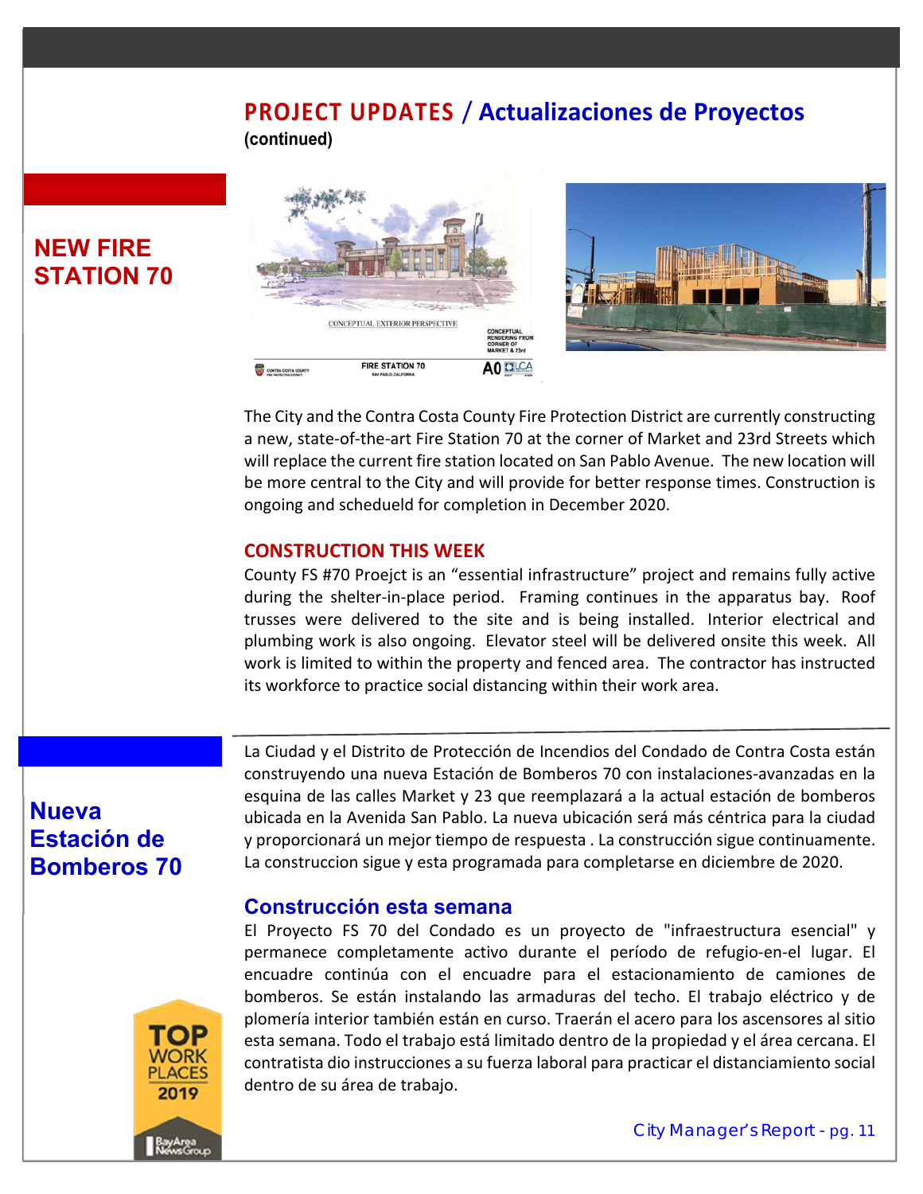# PROJECT UPDATES / Actualizaciones de Proyectos

**(continued)**

## NEW FIRE STATION 70

The City and the Contra Costa County Fire Protection District are currently constructing a new, state-of-the-art Fire Station 70 at the corner of Market and 23rd Streets which will replace the current fire station located on San Pablo Avenue. The new location will be more central to the City and will provide for better response times. Construction is ongoing and schedueld for completion in December 2020.

### CONSTRUCTION THIS WEEK

County FS #70 Proejct is an "essential infrastructure" project and remains fully active during the shelter-in-place period. Framing continues in the apparatus bay. Roof trusses were delivered to the site and is being installed. Interior electrical and plumbing work is also ongoing. Elevator steel will be delivered onsite this week. All work is limited to within the property and fenced area. The contractor has instructed its workforce to practice social distancing within their work area.

## Nueva Estación de Bomberos 70

La Ciudad y el Distrito de Protección de Incendios del Condado de Contra Costa están construyendo una nueva Estación de Bomberos 70 con instalaciones-avanzadas en la esquina de las calles Market y 23 que reemplazará a la actual estación de bomberos ubicada en la Avenida San Pablo. La nueva ubicación será más céntrica para la ciudad y proporcionará un mejor tiempo de respuesta . La construcción sigue continuamente. La construccion sigue y esta programada para completarse en diciembre de 2020.

### Construcción esta semana

El Proyecto FS 70 del Condado es un proyecto de "infraestructura esencial" y permanece completamente activo durante el período de refugio-en-el lugar. El encuadre continúa con el encuadre para el estacionamiento de camiones de bomberos. Se están instalando las armaduras del techo. El trabajo eléctrico y de plomería interior también están en curso. Traerán el acero para los ascensores al sitio esta semana. Todo el trabajo está limitado dentro de la propiedad y el área cercana. El contratista dio instrucciones a su fuerza laboral para practicar el distanciamiento social dentro de su área de trabajo.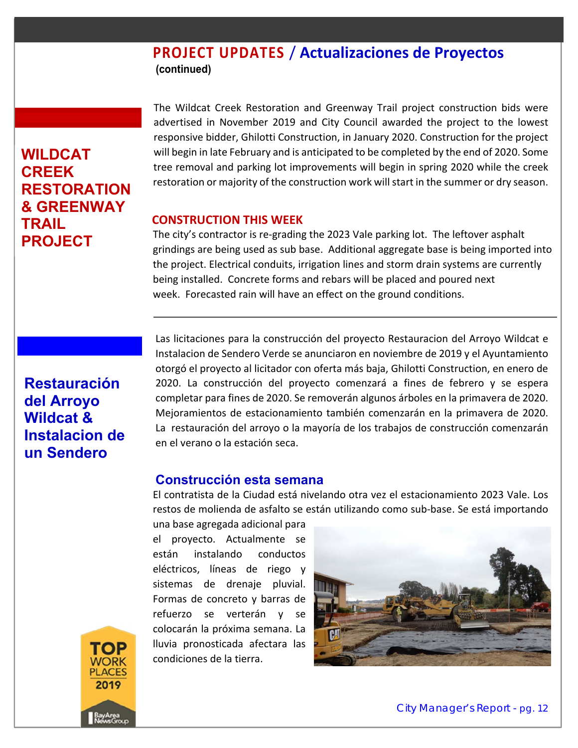# PROJECT UPDATES / Actualizaciones de Proyectos

**(continued)**

## WILDCAT CREEK RESTORATION & GREENWAY TRAIL PROJECT

The Wildcat Creek Restoration and Greenway Trail project construction bids were advertised in November 2019 and City Council awarded the project to the lowest responsive bidder, Ghilotti Construction, in January 2020. Construction for the project will begin in late February and is anticipated to be completed by the end of 2020. Some tree removal and parking lot improvements will begin in spring 2020 while the creek restoration or majority of the construction work will start in the summer or dry season.

### CONSTRUCTION THIS WEEK

The city's contractor is re-grading the 2023 Vale parking lot. The leftover asphalt grindings are being used as sub base. Additional aggregate base is being imported into the project. Electrical conduits, irrigation lines and storm drain systems are currently being installed. Concrete forms and rebars will be placed and poured next week. Forecasted rain will have an effect on the ground conditions.

---

## Restauración del Arroyo Wildcat & Instalacion de un Sendero

Las licitaciones para la construcción del proyecto Restauracion del Arroyo Wildcat e Instalacion de Sendero Verde se anunciaron en noviembre de 2019 y el Ayuntamiento otorgó el proyecto al licitador con oferta más baja, Ghilotti Construction, en enero de 2020. La construcción del proyecto comenzará a fines de febrero y se espera completar para fines de 2020. Se removerán algunos árboles en la primavera de 2020. Mejoramientos de estacionamiento también comenzarán en la primavera de 2020. La restauración del arroyo o la mayoría de los trabajos de construcción comenzarán en el verano o la estación seca.

### Construcción esta semana

El contratista de la Ciudad está nivelando otra vez el estacionamiento 2023 Vale. Los restos de molienda de asfalto se están utilizando como sub-base. Se está importando una base agregada adicional para el proyecto. Actualmente se están instalando conductos eléctricos, líneas de riego y sistemas de drenaje pluvial. Formas de concreto y barras de refuerzo se verterán y se colocarán la próxima semana. La lluvia pronosticada afectara las condiciones de la tierra.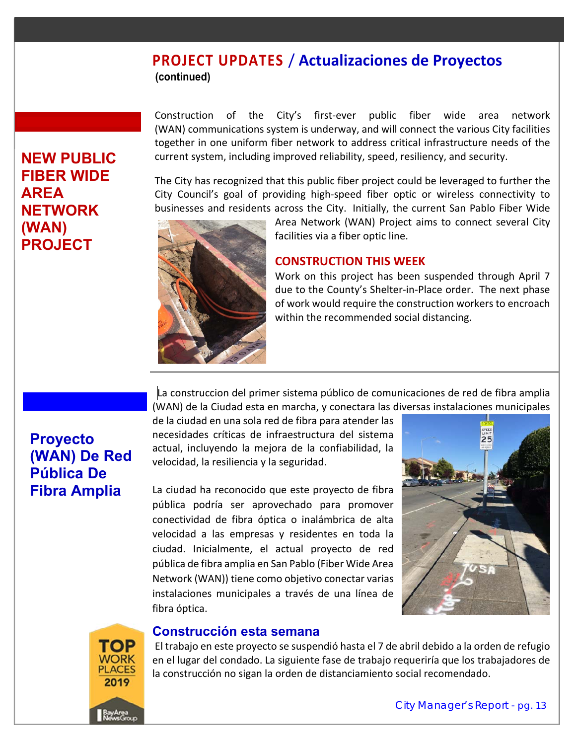# PROJECT UPDATES / Actualizaciones de Proyectos

**(continued)**

## NEW PUBLIC FIBER WIDE AREA NETWORK (WAN) PROJECT

Construction of the City's first-ever public fiber wide area network (WAN) communications system is underway, and will connect the various City facilities together in one uniform fiber network to address critical infrastructure needs of the current system, including improved reliability, speed, resiliency, and security.

The City has recognized that this public fiber project could be leveraged to further the City Council's goal of providing high-speed fiber optic or wireless connectivity to businesses and residents across the City. Initially, the current San Pablo Fiber Wide Area Network (WAN) Project aims to connect several City facilities via a fiber optic line.

### CONSTRUCTION THIS WEEK

Work on this project has been suspended through April 7 due to the County's Shelter-in-Place order. The next phase of work would require the construction workers to encroach within the recommended social distancing.

## Proyecto (WAN) De Red Pública De Fibra Amplia

La construccion del primer sistema público de comunicaciones de red de fibra amplia (WAN) de la Ciudad esta en marcha, y conectara las diversas instalaciones municipales de la ciudad en una sola red de fibra para atender las necesidades críticas de infraestructura del sistema actual, incluyendo la mejora de la confiabilidad, la velocidad, la resiliencia y la seguridad.

La ciudad ha reconocido que este proyecto de fibra pública podría ser aprovechado para promover conectividad de fibra óptica o inalámbrica de alta velocidad a las empresas y residentes en toda la ciudad. Inicialmente, el actual proyecto de red pública de fibra amplia en San Pablo (Fiber Wide Area Network (WAN)) tiene como objetivo conectar varias instalaciones municipales a través de una línea de fibra óptica.

### Construcción esta semana

El trabajo en este proyecto se suspendió hasta el 7 de abril debido a la orden de refugio en el lugar del condado. La siguiente fase de trabajo requeriría que los trabajadores de la construcción no sigan la orden de distanciamiento social recomendado.